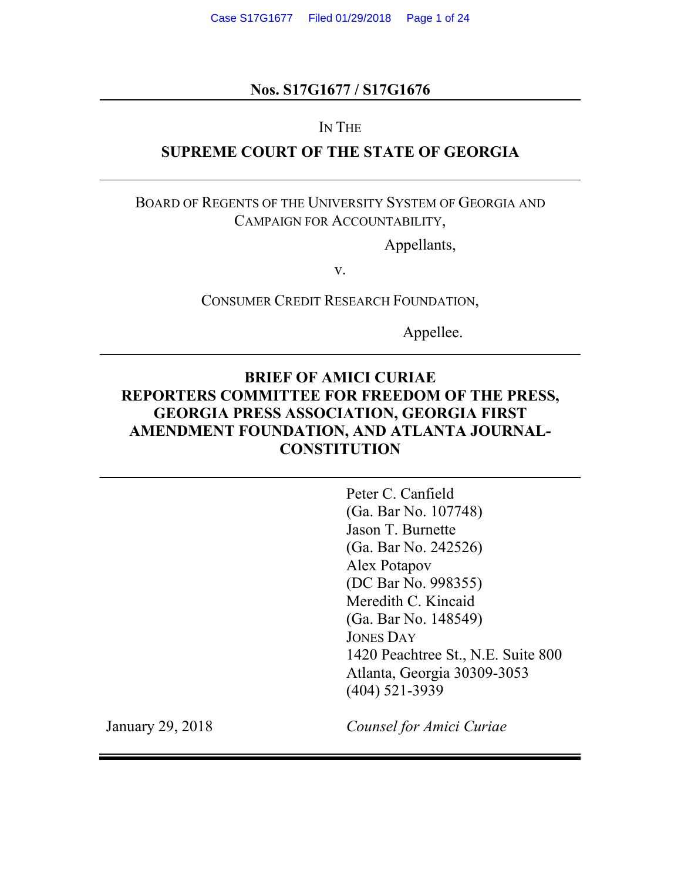**Nos. S17G1677 / S17G1676**

---

IN THE

**SUPREME COURT OF THE STATE OF GEORGIA**

---

BOARD OF REGENTS OF THE UNIVERSITY SYSTEM OF GEORGIA AND CAMPAIGN FOR ACCOUNTABILITY,

Appellants,

v.

CONSUMER CREDIT RESEARCH FOUNDATION,

Appellee.

---

**BRIEF OF AMICI CURIAE REPORTERS COMMITTEE FOR FREEDOM OF THE PRESS, GEORGIA PRESS ASSOCIATION, GEORGIA FIRST AMENDMENT FOUNDATION, AND ATLANTA JOURNAL-CONSTITUTION**

---

Peter C. Canfield
(Ga. Bar No. 107748)
Jason T. Burnette
(Ga. Bar No. 242526)
Alex Potapov
(DC Bar No. 998355)
Meredith C. Kincaid
(Ga. Bar No. 148549)
JONES DAY
1420 Peachtree St., N.E. Suite 800
Atlanta, Georgia 30309-3053
(404) 521-3939

January 29, 2018

*Counsel for Amici Curiae*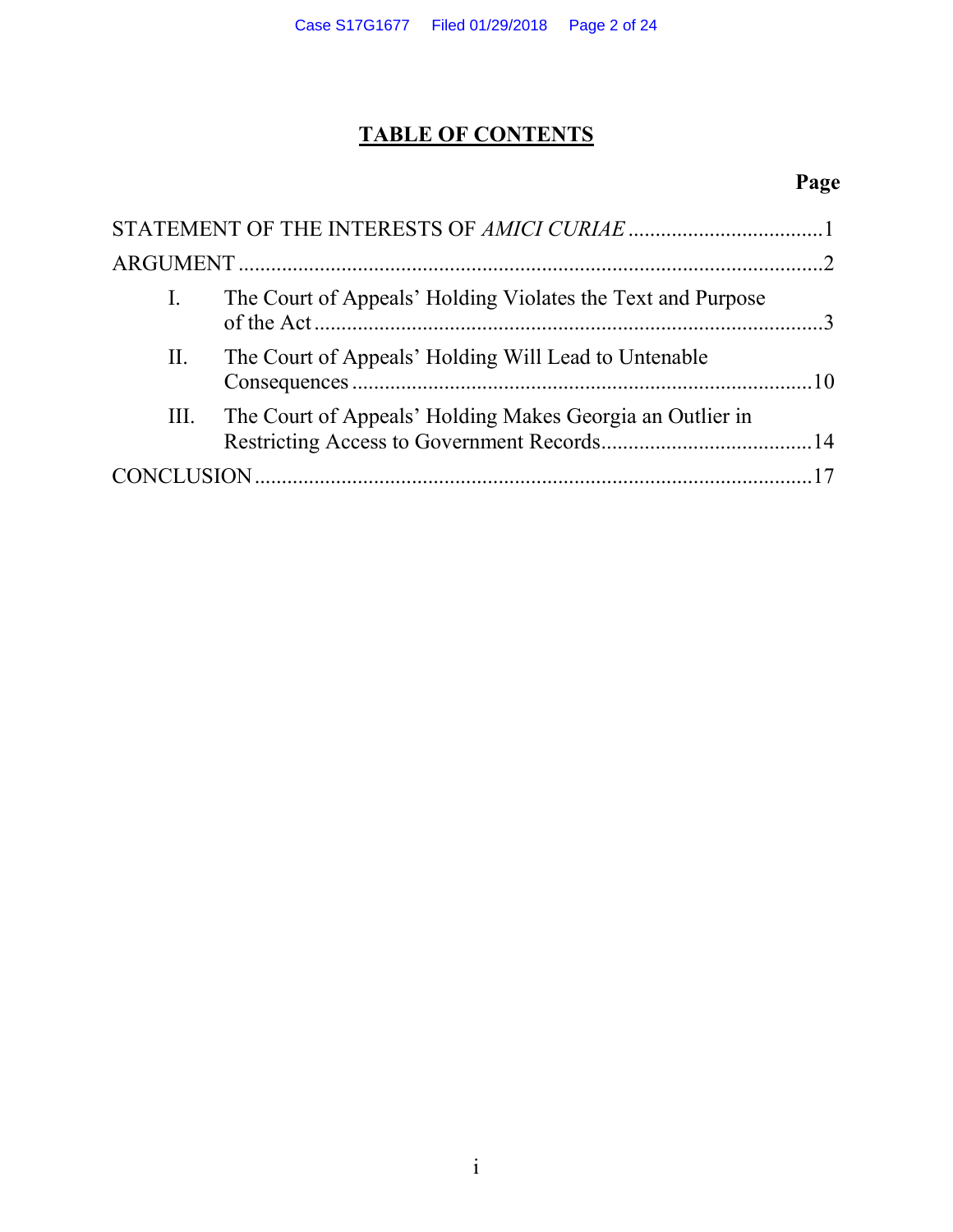# TABLE OF CONTENTS

| | Page |
|---|---|
| STATEMENT OF THE INTERESTS OF *AMICI CURIAE* | 1 |
| ARGUMENT | 2 |
| I. The Court of Appeals' Holding Violates the Text and Purpose of the Act | 3 |
| II. The Court of Appeals' Holding Will Lead to Untenable Consequences | 10 |
| III. The Court of Appeals' Holding Makes Georgia an Outlier in Restricting Access to Government Records | 14 |
| CONCLUSION | 17 |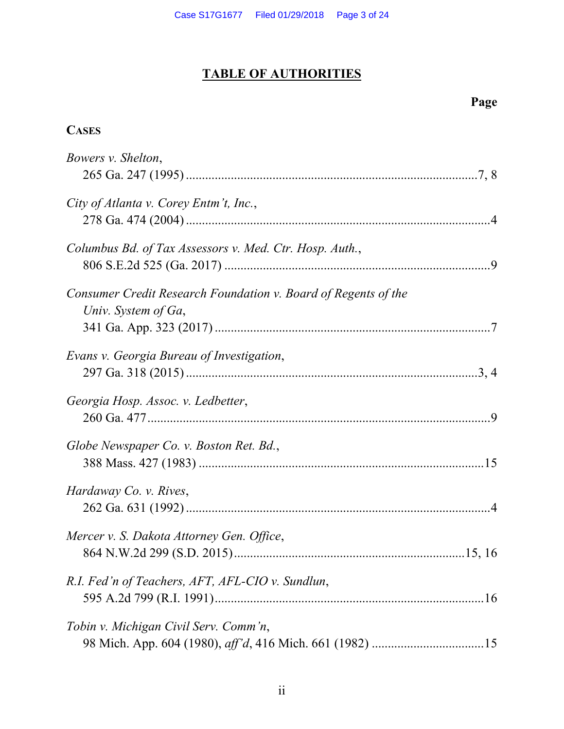# TABLE OF AUTHORITIES

**Page**

**CASES**

*Bowers v. Shelton*,
265 Ga. 247 (1995) .......................................................................................7, 8

*City of Atlanta v. Corey Entm't, Inc.*,
278 Ga. 474 (2004) ...........................................................................................4

*Columbus Bd. of Tax Assessors v. Med. Ctr. Hosp. Auth.*,
806 S.E.2d 525 (Ga. 2017) ...............................................................................9

*Consumer Credit Research Foundation v. Board of Regents of the Univ. System of Ga*,
341 Ga. App. 323 (2017) ...................................................................................7

*Evans v. Georgia Bureau of Investigation*,
297 Ga. 318 (2015) .......................................................................................3, 4

*Georgia Hosp. Assoc. v. Ledbetter*,
260 Ga. 477 .......................................................................................................9

*Globe Newspaper Co. v. Boston Ret. Bd.*,
388 Mass. 427 (1983) .......................................................................................15

*Hardaway Co. v. Rives*,
262 Ga. 631 (1992) ............................................................................................4

*Mercer v. S. Dakota Attorney Gen. Office*,
864 N.W.2d 299 (S.D. 2015)......................................................................15, 16

*R.I. Fed'n of Teachers, AFT, AFL-CIO v. Sundlun*,
595 A.2d 799 (R.I. 1991)..................................................................................16

*Tobin v. Michigan Civil Serv. Comm'n*,
98 Mich. App. 604 (1980), *aff'd*, 416 Mich. 661 (1982) ..................................15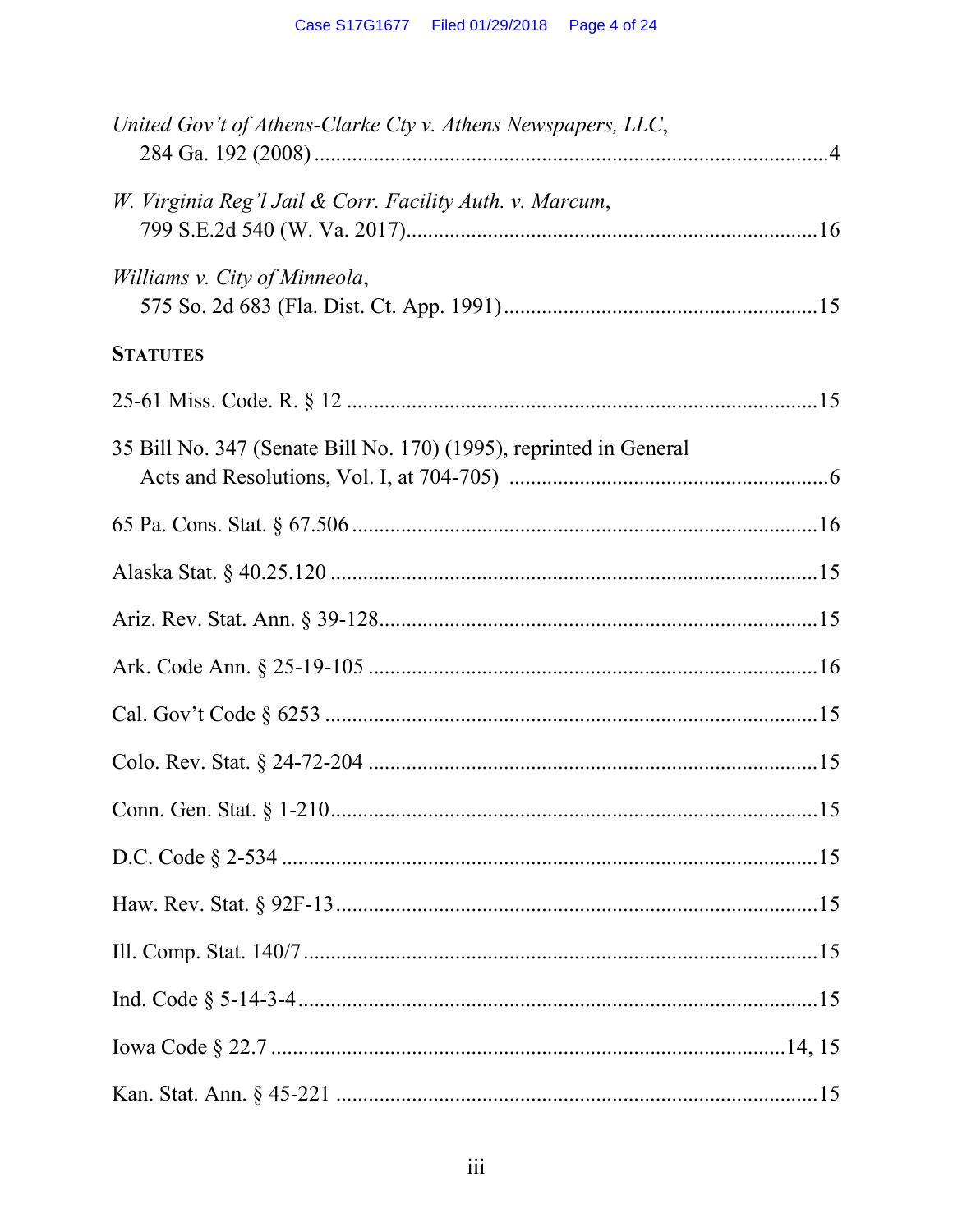*United Gov't of Athens-Clarke Cty v. Athens Newspapers, LLC*,
284 Ga. 192 (2008) ........................................................................................4

*W. Virginia Reg'l Jail & Corr. Facility Auth. v. Marcum*,
799 S.E.2d 540 (W. Va. 2017)........................................................................16

*Williams v. City of Minneola*,
575 So. 2d 683 (Fla. Dist. Ct. App. 1991) ......................................................15

**STATUTES**

25-61 Miss. Code. R. § 12 ...................................................................................15

35 Bill No. 347 (Senate Bill No. 170) (1995), reprinted in General
Acts and Resolutions, Vol. I, at 704-705) .......................................................6

65 Pa. Cons. Stat. § 67.506 ..................................................................................16

Alaska Stat. § 40.25.120 ......................................................................................15

Ariz. Rev. Stat. Ann. § 39-128..............................................................................15

Ark. Code Ann. § 25-19-105 ................................................................................16

Cal. Gov't Code § 6253 ........................................................................................15

Colo. Rev. Stat. § 24-72-204 ................................................................................15

Conn. Gen. Stat. § 1-210.......................................................................................15

D.C. Code § 2-534 ................................................................................................15

Haw. Rev. Stat. § 92F-13......................................................................................15

Ill. Comp. Stat. 140/7............................................................................................15

Ind. Code § 5-14-3-4.............................................................................................15

Iowa Code § 22.7 ...........................................................................................14, 15

Kan. Stat. Ann. § 45-221 .....................................................................................15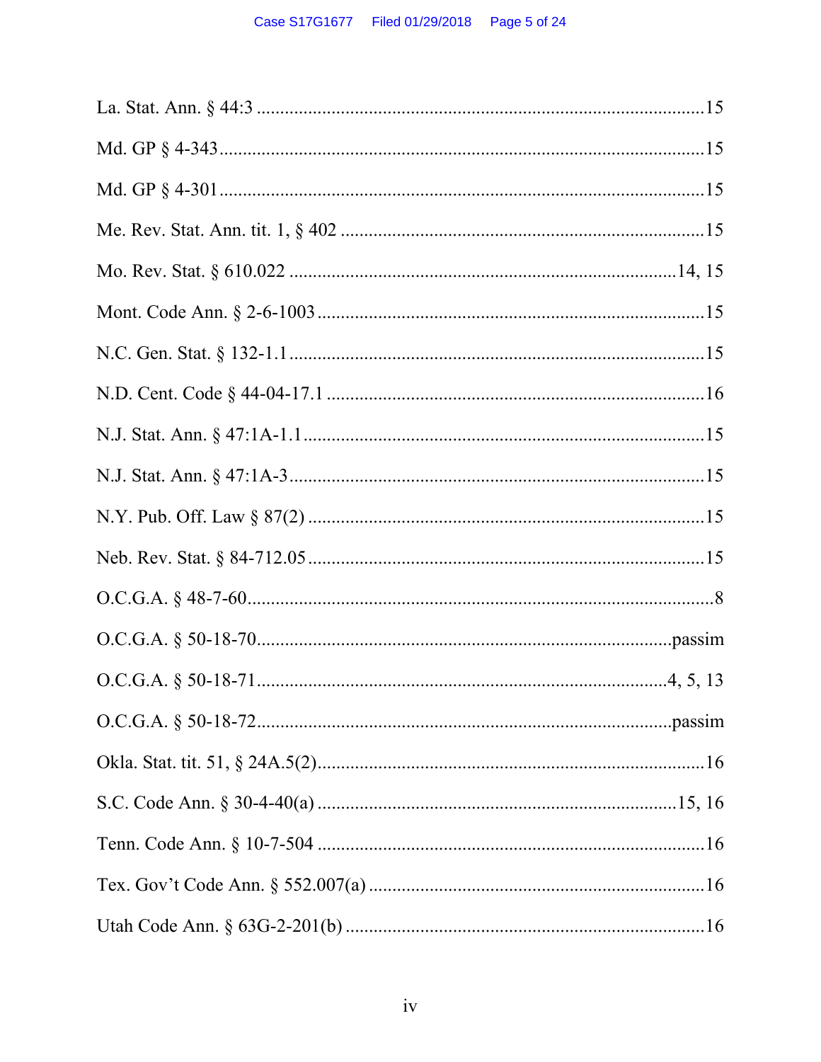La. Stat. Ann. § 44:3 ....................................................................................15

Md. GP § 4-343 ..........................................................................................15

Md. GP § 4-301 ..........................................................................................15

Me. Rev. Stat. Ann. tit. 1, § 402 ...............................................................15

Mo. Rev. Stat. § 610.022 .....................................................................14, 15

Mont. Code Ann. § 2-6-1003 .....................................................................15

N.C. Gen. Stat. § 132-1.1 ..........................................................................15

N.D. Cent. Code § 44-04-17.1 ...................................................................16

N.J. Stat. Ann. § 47:1A-1.1 .......................................................................15

N.J. Stat. Ann. § 47:1A-3 ..........................................................................15

N.Y. Pub. Off. Law § 87(2) .......................................................................15

Neb. Rev. Stat. § 84-712.05 .......................................................................15

O.C.G.A. § 48-7-60 .....................................................................................8

O.C.G.A. § 50-18-70 ...........................................................................passim

O.C.G.A. § 50-18-71 ..........................................................................4, 5, 13

O.C.G.A. § 50-18-72 ...........................................................................passim

Okla. Stat. tit. 51, § 24A.5(2) ....................................................................16

S.C. Code Ann. § 30-4-40(a) ...............................................................15, 16

Tenn. Code Ann. § 10-7-504 ......................................................................16

Tex. Gov't Code Ann. § 552.007(a) ..........................................................16

Utah Code Ann. § 63G-2-201(b) ...............................................................16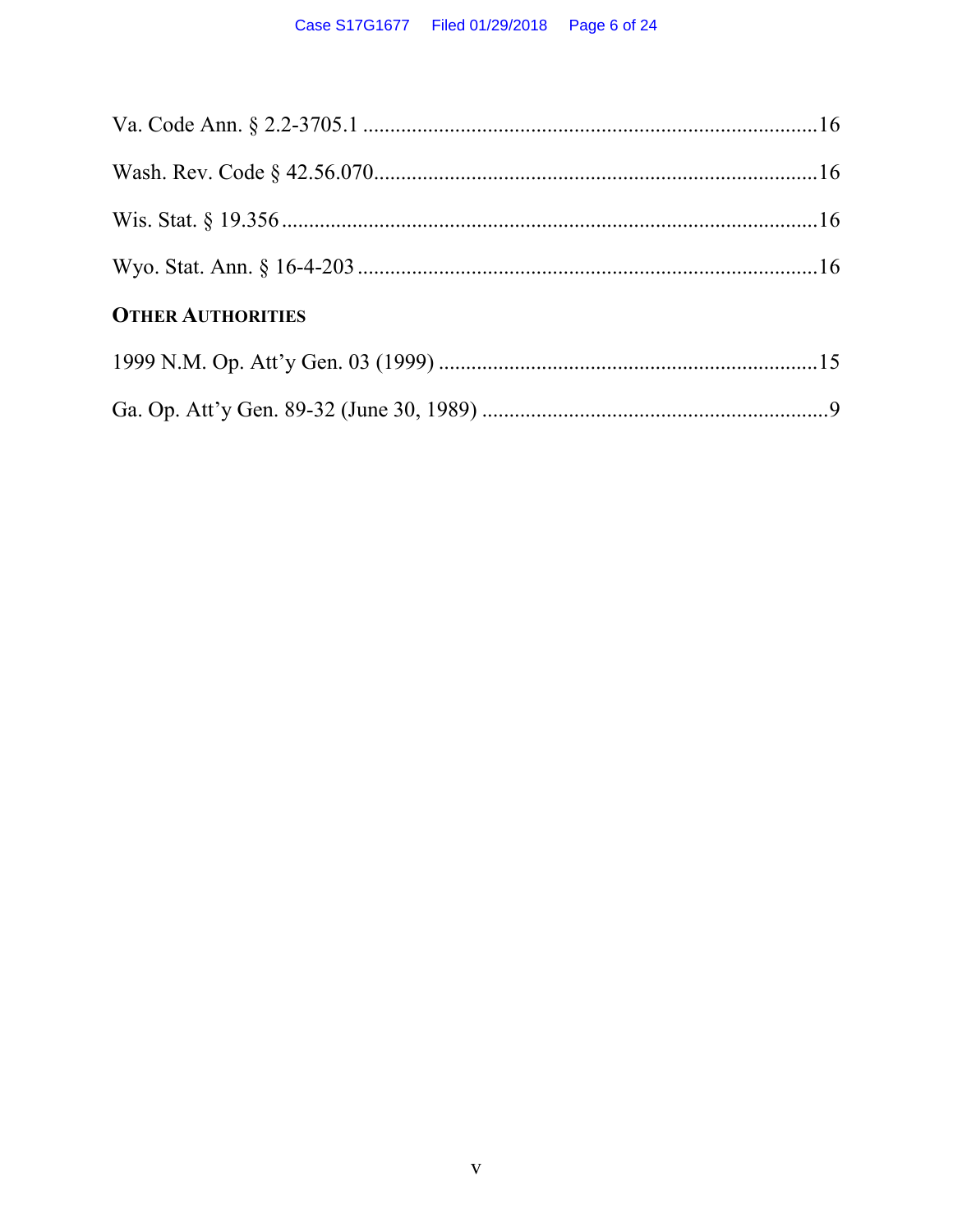Va. Code Ann. § 2.2-3705.1 ....................................................................................16

Wash. Rev. Code § 42.56.070..................................................................................16

Wis. Stat. § 19.356 ...................................................................................................16

Wyo. Stat. Ann. § 16-4-203 .....................................................................................16

**OTHER AUTHORITIES**

1999 N.M. Op. Att'y Gen. 03 (1999) ......................................................................15

Ga. Op. Att'y Gen. 89-32 (June 30, 1989) .................................................................9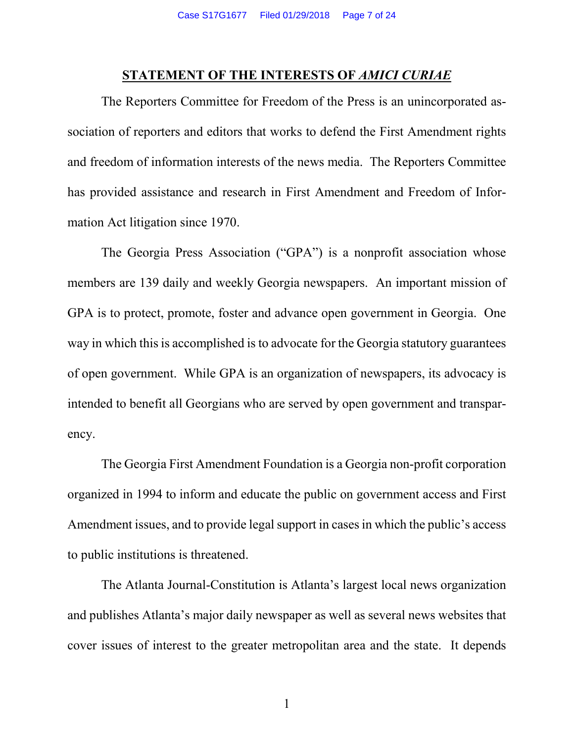## STATEMENT OF THE INTERESTS OF *AMICI CURIAE*

The Reporters Committee for Freedom of the Press is an unincorporated association of reporters and editors that works to defend the First Amendment rights and freedom of information interests of the news media. The Reporters Committee has provided assistance and research in First Amendment and Freedom of Information Act litigation since 1970.

The Georgia Press Association ("GPA") is a nonprofit association whose members are 139 daily and weekly Georgia newspapers. An important mission of GPA is to protect, promote, foster and advance open government in Georgia. One way in which this is accomplished is to advocate for the Georgia statutory guarantees of open government. While GPA is an organization of newspapers, its advocacy is intended to benefit all Georgians who are served by open government and transparency.

The Georgia First Amendment Foundation is a Georgia non-profit corporation organized in 1994 to inform and educate the public on government access and First Amendment issues, and to provide legal support in cases in which the public's access to public institutions is threatened.

The Atlanta Journal-Constitution is Atlanta's largest local news organization and publishes Atlanta's major daily newspaper as well as several news websites that cover issues of interest to the greater metropolitan area and the state. It depends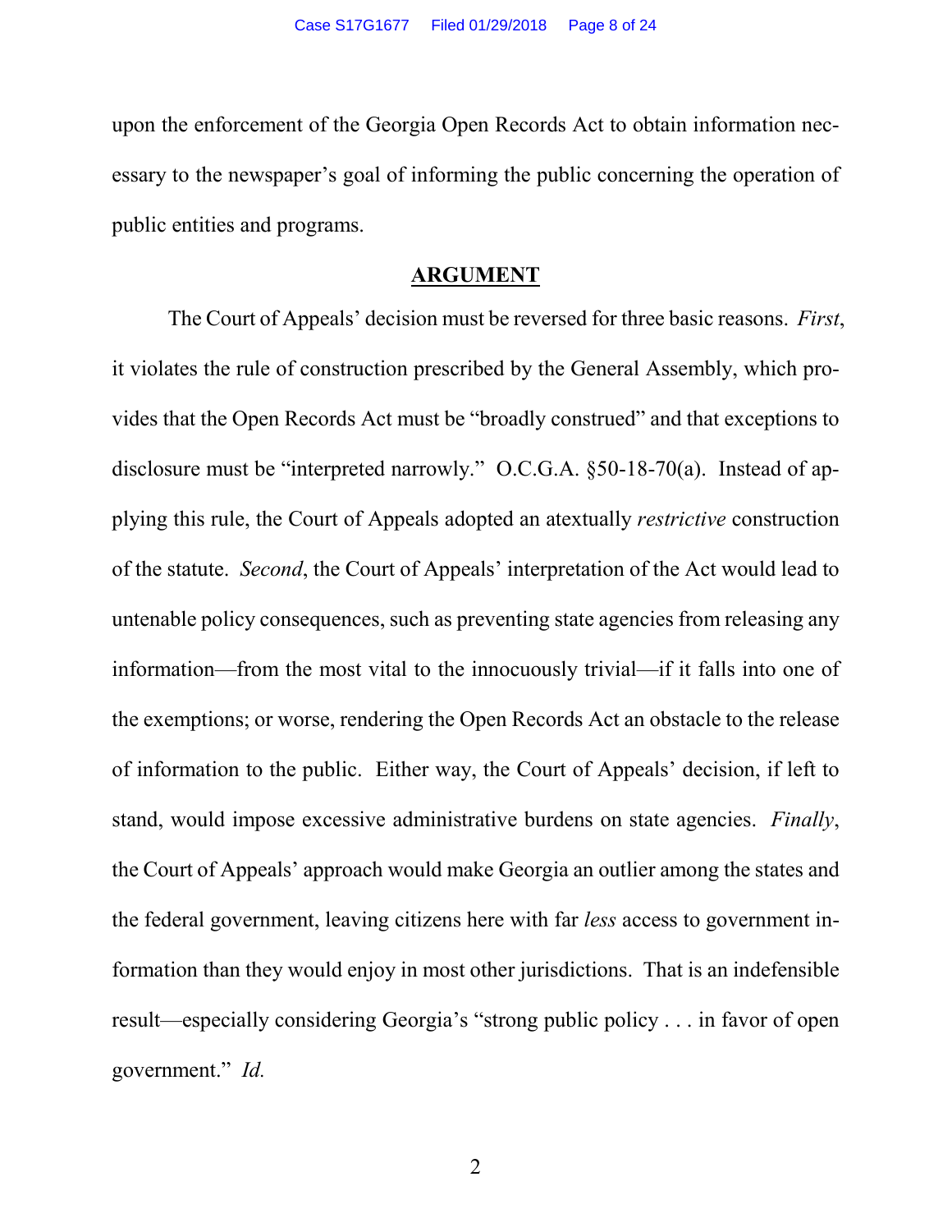upon the enforcement of the Georgia Open Records Act to obtain information necessary to the newspaper's goal of informing the public concerning the operation of public entities and programs.

## ARGUMENT

The Court of Appeals' decision must be reversed for three basic reasons. *First*, it violates the rule of construction prescribed by the General Assembly, which provides that the Open Records Act must be "broadly construed" and that exceptions to disclosure must be "interpreted narrowly." O.C.G.A. §50-18-70(a). Instead of applying this rule, the Court of Appeals adopted an atextually *restrictive* construction of the statute. *Second*, the Court of Appeals' interpretation of the Act would lead to untenable policy consequences, such as preventing state agencies from releasing any information—from the most vital to the innocuously trivial—if it falls into one of the exemptions; or worse, rendering the Open Records Act an obstacle to the release of information to the public. Either way, the Court of Appeals' decision, if left to stand, would impose excessive administrative burdens on state agencies. *Finally*, the Court of Appeals' approach would make Georgia an outlier among the states and the federal government, leaving citizens here with far *less* access to government information than they would enjoy in most other jurisdictions. That is an indefensible result—especially considering Georgia's "strong public policy . . . in favor of open government." *Id.*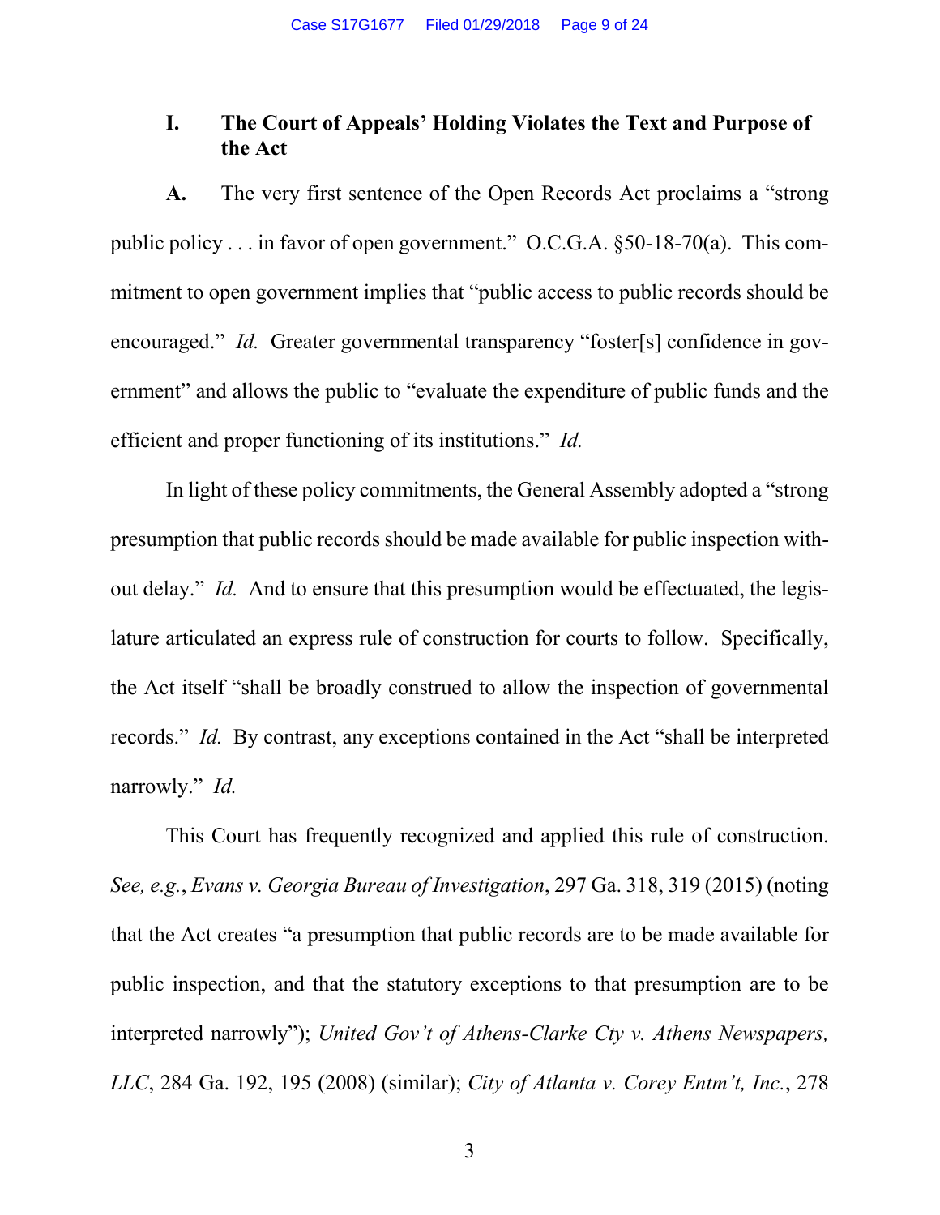## I. The Court of Appeals' Holding Violates the Text and Purpose of the Act

**A.** The very first sentence of the Open Records Act proclaims a "strong public policy . . . in favor of open government." O.C.G.A. §50-18-70(a). This commitment to open government implies that "public access to public records should be encouraged." *Id.* Greater governmental transparency "foster[s] confidence in government" and allows the public to "evaluate the expenditure of public funds and the efficient and proper functioning of its institutions." *Id.*

In light of these policy commitments, the General Assembly adopted a "strong presumption that public records should be made available for public inspection without delay." *Id.* And to ensure that this presumption would be effectuated, the legislature articulated an express rule of construction for courts to follow. Specifically, the Act itself "shall be broadly construed to allow the inspection of governmental records." *Id.* By contrast, any exceptions contained in the Act "shall be interpreted narrowly." *Id.*

This Court has frequently recognized and applied this rule of construction. *See, e.g.*, *Evans v. Georgia Bureau of Investigation*, 297 Ga. 318, 319 (2015) (noting that the Act creates "a presumption that public records are to be made available for public inspection, and that the statutory exceptions to that presumption are to be interpreted narrowly"); *United Gov't of Athens-Clarke Cty v. Athens Newspapers, LLC*, 284 Ga. 192, 195 (2008) (similar); *City of Atlanta v. Corey Entm't, Inc.*, 278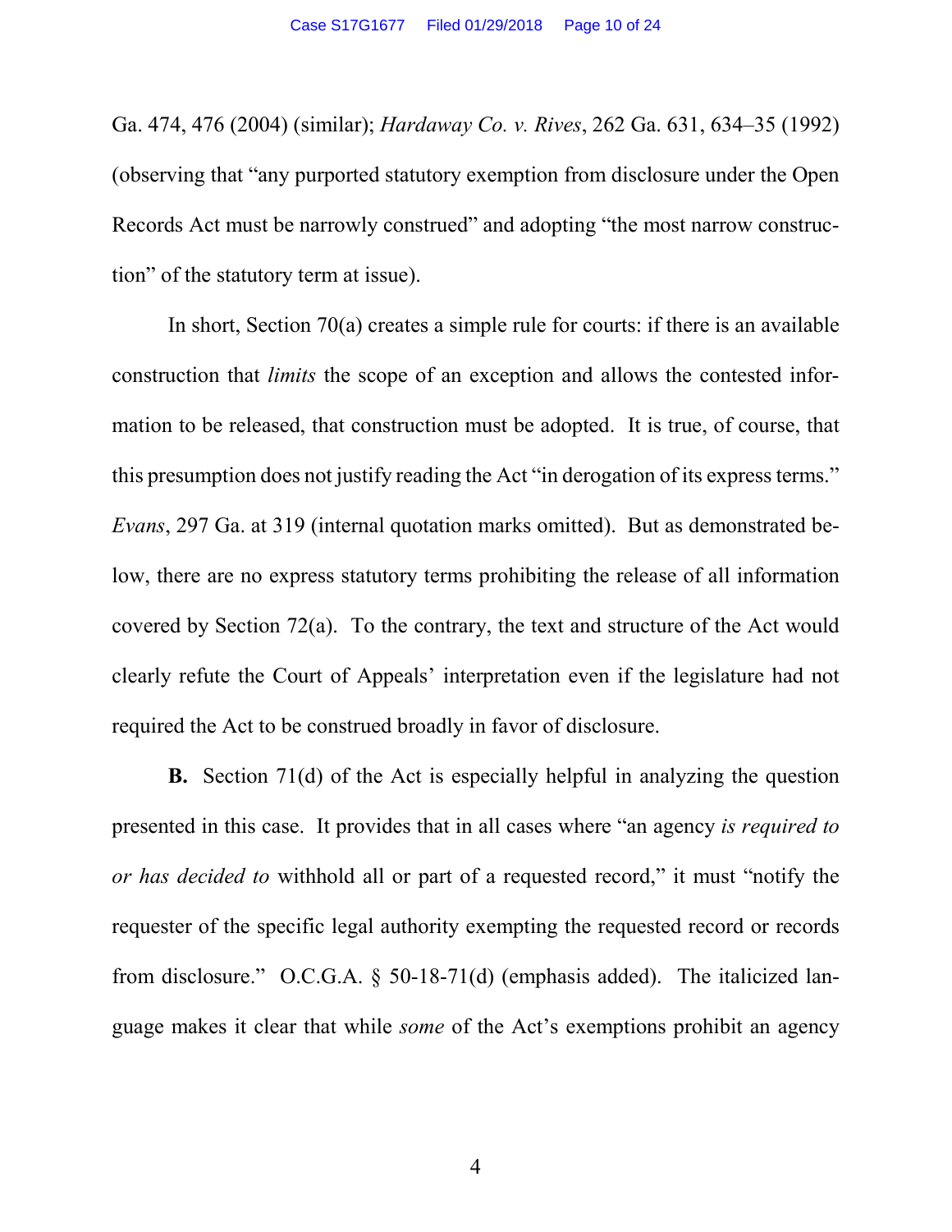Ga. 474, 476 (2004) (similar); *Hardaway Co. v. Rives*, 262 Ga. 631, 634–35 (1992) (observing that "any purported statutory exemption from disclosure under the Open Records Act must be narrowly construed" and adopting "the most narrow construction" of the statutory term at issue).

In short, Section 70(a) creates a simple rule for courts: if there is an available construction that *limits* the scope of an exception and allows the contested information to be released, that construction must be adopted. It is true, of course, that this presumption does not justify reading the Act "in derogation of its express terms." *Evans*, 297 Ga. at 319 (internal quotation marks omitted). But as demonstrated below, there are no express statutory terms prohibiting the release of all information covered by Section 72(a). To the contrary, the text and structure of the Act would clearly refute the Court of Appeals' interpretation even if the legislature had not required the Act to be construed broadly in favor of disclosure.

**B.** Section 71(d) of the Act is especially helpful in analyzing the question presented in this case. It provides that in all cases where "an agency *is required to or has decided to* withhold all or part of a requested record," it must "notify the requester of the specific legal authority exempting the requested record or records from disclosure." O.C.G.A. § 50-18-71(d) (emphasis added). The italicized language makes it clear that while *some* of the Act's exemptions prohibit an agency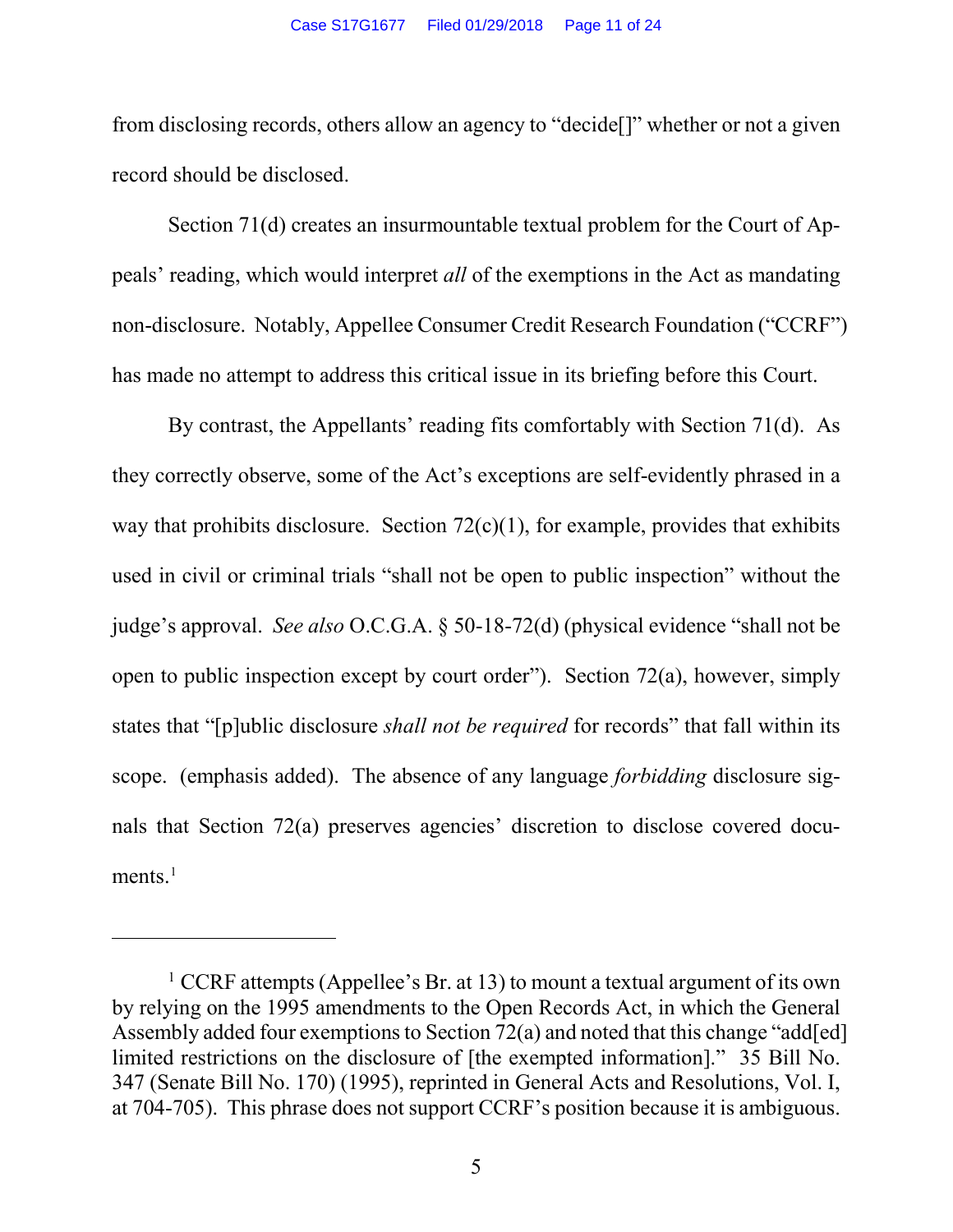from disclosing records, others allow an agency to "decide[]" whether or not a given record should be disclosed.

Section 71(d) creates an insurmountable textual problem for the Court of Appeals' reading, which would interpret *all* of the exemptions in the Act as mandating non-disclosure. Notably, Appellee Consumer Credit Research Foundation ("CCRF") has made no attempt to address this critical issue in its briefing before this Court.

By contrast, the Appellants' reading fits comfortably with Section 71(d). As they correctly observe, some of the Act's exceptions are self-evidently phrased in a way that prohibits disclosure. Section 72(c)(1), for example, provides that exhibits used in civil or criminal trials "shall not be open to public inspection" without the judge's approval. *See also* O.C.G.A. § 50-18-72(d) (physical evidence "shall not be open to public inspection except by court order"). Section 72(a), however, simply states that "[p]ublic disclosure *shall not be required* for records" that fall within its scope. (emphasis added). The absence of any language *forbidding* disclosure signals that Section 72(a) preserves agencies' discretion to disclose covered documents.[1]

---

[1] CCRF attempts (Appellee's Br. at 13) to mount a textual argument of its own by relying on the 1995 amendments to the Open Records Act, in which the General Assembly added four exemptions to Section 72(a) and noted that this change "add[ed] limited restrictions on the disclosure of [the exempted information]." 35 Bill No. 347 (Senate Bill No. 170) (1995), reprinted in General Acts and Resolutions, Vol. I, at 704-705). This phrase does not support CCRF's position because it is ambiguous.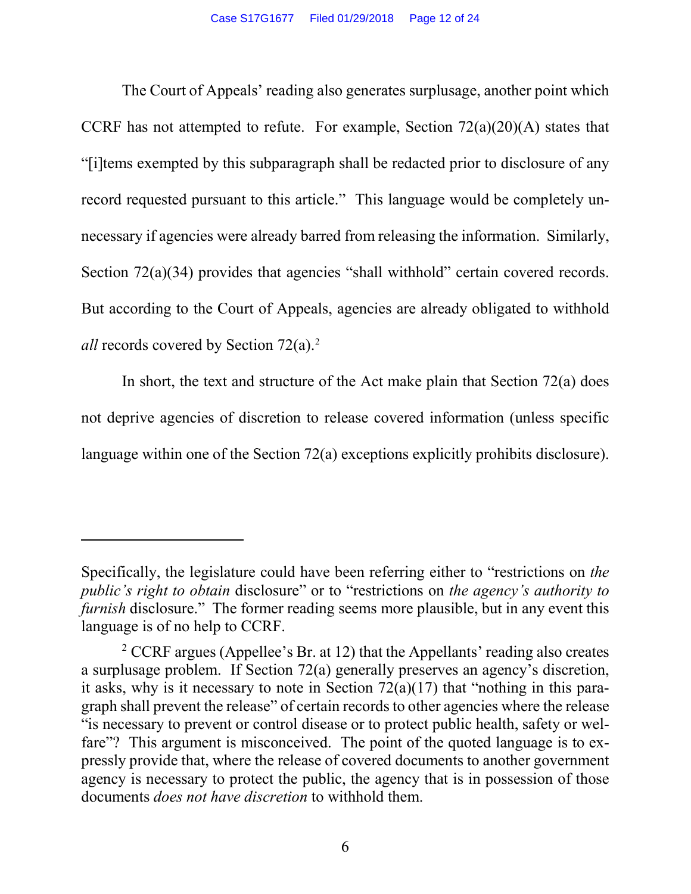The Court of Appeals' reading also generates surplusage, another point which CCRF has not attempted to refute. For example, Section 72(a)(20)(A) states that "[i]tems exempted by this subparagraph shall be redacted prior to disclosure of any record requested pursuant to this article." This language would be completely unnecessary if agencies were already barred from releasing the information. Similarly, Section 72(a)(34) provides that agencies "shall withhold" certain covered records. But according to the Court of Appeals, agencies are already obligated to withhold *all* records covered by Section 72(a).[2]

In short, the text and structure of the Act make plain that Section 72(a) does not deprive agencies of discretion to release covered information (unless specific language within one of the Section 72(a) exceptions explicitly prohibits disclosure).

---

Specifically, the legislature could have been referring either to "restrictions on *the public's right to obtain* disclosure" or to "restrictions on *the agency's authority to furnish* disclosure." The former reading seems more plausible, but in any event this language is of no help to CCRF.

[2] CCRF argues (Appellee's Br. at 12) that the Appellants' reading also creates a surplusage problem. If Section 72(a) generally preserves an agency's discretion, it asks, why is it necessary to note in Section 72(a)(17) that "nothing in this paragraph shall prevent the release" of certain records to other agencies where the release "is necessary to prevent or control disease or to protect public health, safety or welfare"? This argument is misconceived. The point of the quoted language is to expressly provide that, where the release of covered documents to another government agency is necessary to protect the public, the agency that is in possession of those documents *does not have discretion* to withhold them.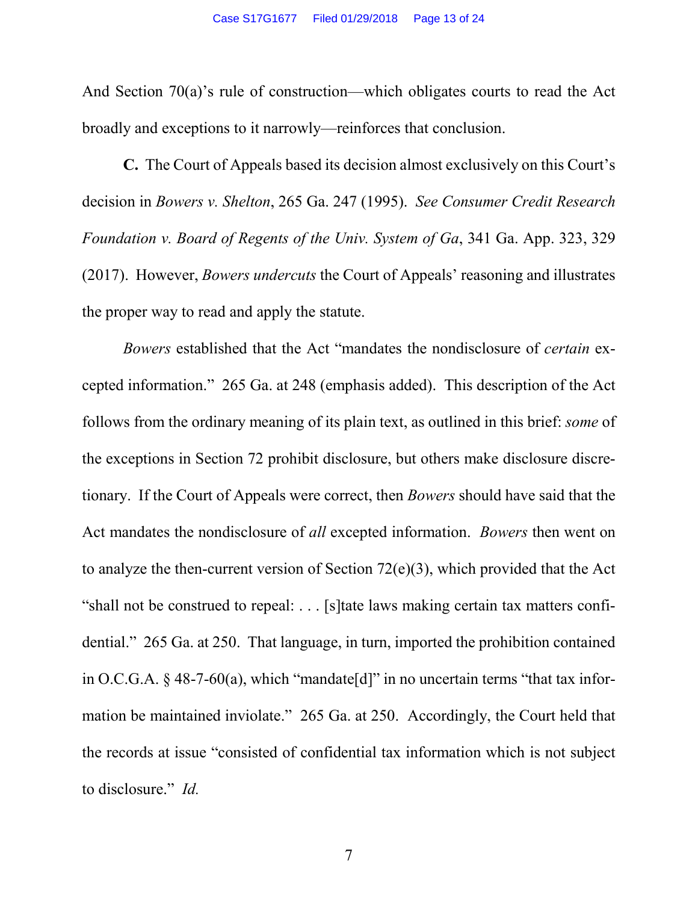And Section 70(a)'s rule of construction—which obligates courts to read the Act broadly and exceptions to it narrowly—reinforces that conclusion.

**C.** The Court of Appeals based its decision almost exclusively on this Court's decision in *Bowers v. Shelton*, 265 Ga. 247 (1995). *See Consumer Credit Research Foundation v. Board of Regents of the Univ. System of Ga*, 341 Ga. App. 323, 329 (2017). However, *Bowers undercuts* the Court of Appeals' reasoning and illustrates the proper way to read and apply the statute.

*Bowers* established that the Act "mandates the nondisclosure of *certain* excepted information." 265 Ga. at 248 (emphasis added). This description of the Act follows from the ordinary meaning of its plain text, as outlined in this brief: *some* of the exceptions in Section 72 prohibit disclosure, but others make disclosure discretionary. If the Court of Appeals were correct, then *Bowers* should have said that the Act mandates the nondisclosure of *all* excepted information. *Bowers* then went on to analyze the then-current version of Section 72(e)(3), which provided that the Act "shall not be construed to repeal: . . . [s]tate laws making certain tax matters confidential." 265 Ga. at 250. That language, in turn, imported the prohibition contained in O.C.G.A. § 48-7-60(a), which "mandate[d]" in no uncertain terms "that tax information be maintained inviolate." 265 Ga. at 250. Accordingly, the Court held that the records at issue "consisted of confidential tax information which is not subject to disclosure." *Id.*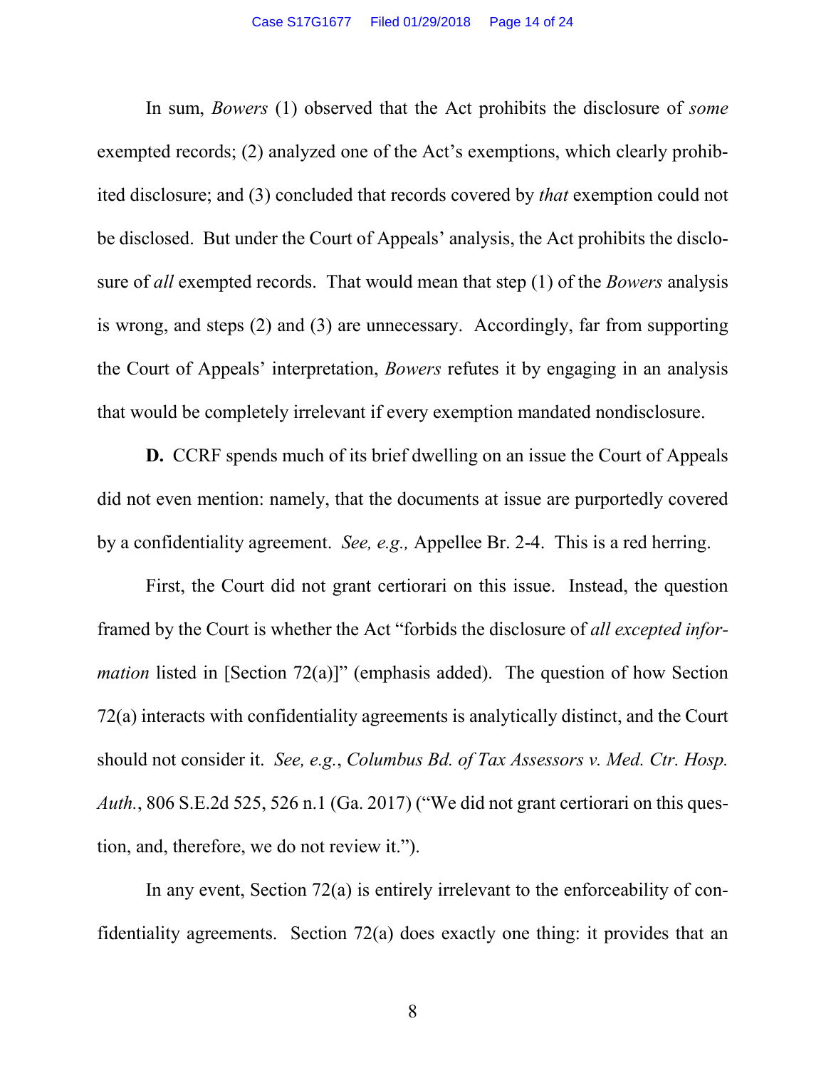In sum, *Bowers* (1) observed that the Act prohibits the disclosure of *some* exempted records; (2) analyzed one of the Act's exemptions, which clearly prohibited disclosure; and (3) concluded that records covered by *that* exemption could not be disclosed. But under the Court of Appeals' analysis, the Act prohibits the disclosure of *all* exempted records. That would mean that step (1) of the *Bowers* analysis is wrong, and steps (2) and (3) are unnecessary. Accordingly, far from supporting the Court of Appeals' interpretation, *Bowers* refutes it by engaging in an analysis that would be completely irrelevant if every exemption mandated nondisclosure.

**D.** CCRF spends much of its brief dwelling on an issue the Court of Appeals did not even mention: namely, that the documents at issue are purportedly covered by a confidentiality agreement. *See, e.g.,* Appellee Br. 2-4. This is a red herring.

First, the Court did not grant certiorari on this issue. Instead, the question framed by the Court is whether the Act "forbids the disclosure of *all excepted information* listed in [Section 72(a)]" (emphasis added). The question of how Section 72(a) interacts with confidentiality agreements is analytically distinct, and the Court should not consider it. *See, e.g.*, *Columbus Bd. of Tax Assessors v. Med. Ctr. Hosp. Auth.*, 806 S.E.2d 525, 526 n.1 (Ga. 2017) ("We did not grant certiorari on this question, and, therefore, we do not review it.").

In any event, Section 72(a) is entirely irrelevant to the enforceability of confidentiality agreements. Section 72(a) does exactly one thing: it provides that an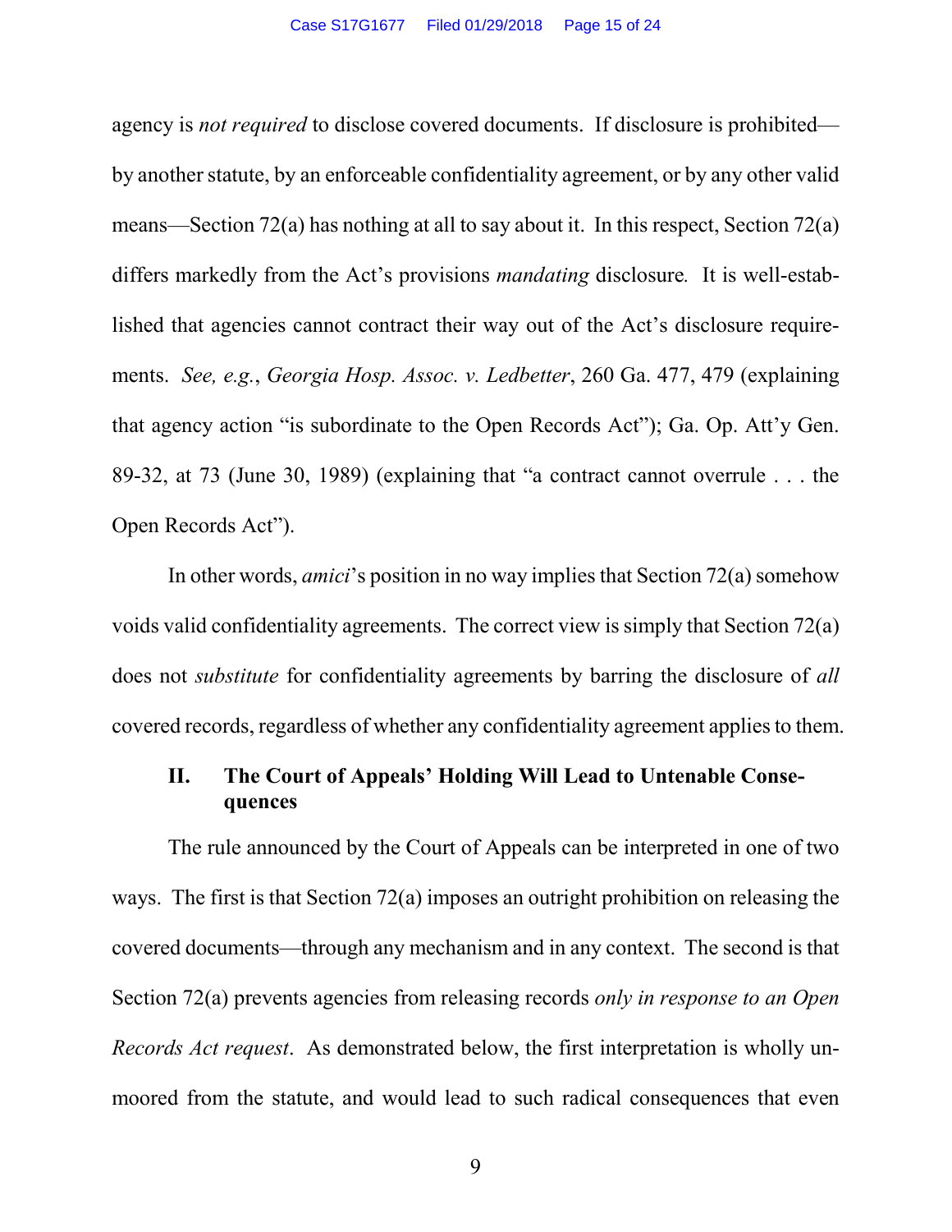agency is *not required* to disclose covered documents. If disclosure is prohibited—by another statute, by an enforceable confidentiality agreement, or by any other valid means—Section 72(a) has nothing at all to say about it. In this respect, Section 72(a) differs markedly from the Act's provisions *mandating* disclosure. It is well-established that agencies cannot contract their way out of the Act's disclosure requirements. *See, e.g.*, *Georgia Hosp. Assoc. v. Ledbetter*, 260 Ga. 477, 479 (explaining that agency action "is subordinate to the Open Records Act"); Ga. Op. Att'y Gen. 89-32, at 73 (June 30, 1989) (explaining that "a contract cannot overrule . . . the Open Records Act").

In other words, *amici*'s position in no way implies that Section 72(a) somehow voids valid confidentiality agreements. The correct view is simply that Section 72(a) does not *substitute* for confidentiality agreements by barring the disclosure of *all* covered records, regardless of whether any confidentiality agreement applies to them.

## II. The Court of Appeals' Holding Will Lead to Untenable Consequences

The rule announced by the Court of Appeals can be interpreted in one of two ways. The first is that Section 72(a) imposes an outright prohibition on releasing the covered documents—through any mechanism and in any context. The second is that Section 72(a) prevents agencies from releasing records *only in response to an Open Records Act request*. As demonstrated below, the first interpretation is wholly unmoored from the statute, and would lead to such radical consequences that even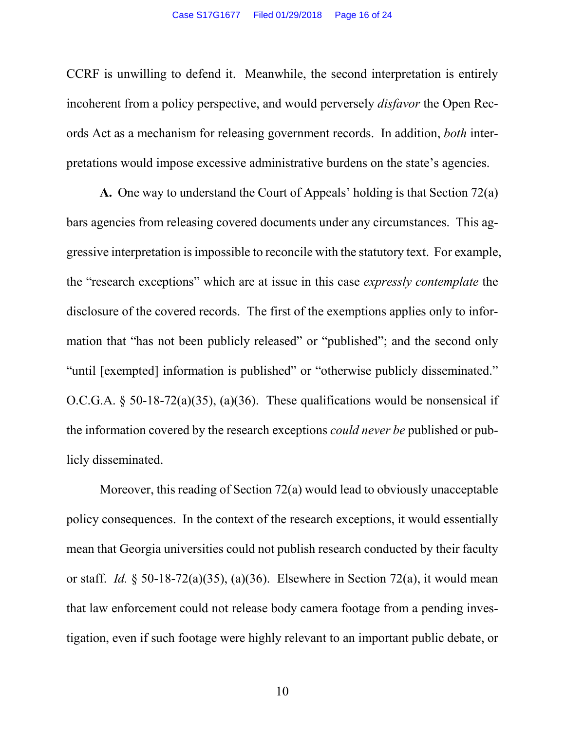CCRF is unwilling to defend it. Meanwhile, the second interpretation is entirely incoherent from a policy perspective, and would perversely *disfavor* the Open Records Act as a mechanism for releasing government records. In addition, *both* interpretations would impose excessive administrative burdens on the state's agencies.

**A.** One way to understand the Court of Appeals' holding is that Section 72(a) bars agencies from releasing covered documents under any circumstances. This aggressive interpretation is impossible to reconcile with the statutory text. For example, the "research exceptions" which are at issue in this case *expressly contemplate* the disclosure of the covered records. The first of the exemptions applies only to information that "has not been publicly released" or "published"; and the second only "until [exempted] information is published" or "otherwise publicly disseminated." O.C.G.A. § 50-18-72(a)(35), (a)(36). These qualifications would be nonsensical if the information covered by the research exceptions *could never be* published or publicly disseminated.

Moreover, this reading of Section 72(a) would lead to obviously unacceptable policy consequences. In the context of the research exceptions, it would essentially mean that Georgia universities could not publish research conducted by their faculty or staff. *Id.* § 50-18-72(a)(35), (a)(36). Elsewhere in Section 72(a), it would mean that law enforcement could not release body camera footage from a pending investigation, even if such footage were highly relevant to an important public debate, or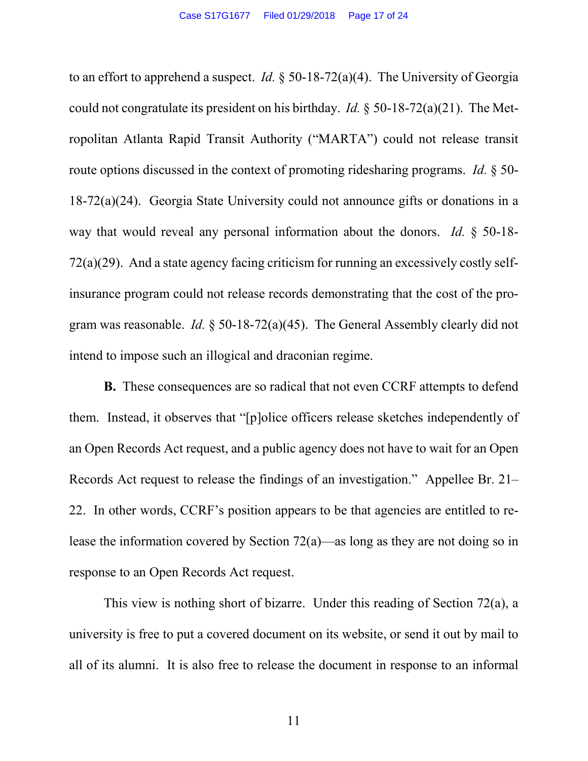to an effort to apprehend a suspect. *Id.* § 50-18-72(a)(4). The University of Georgia could not congratulate its president on his birthday. *Id.* § 50-18-72(a)(21). The Metropolitan Atlanta Rapid Transit Authority ("MARTA") could not release transit route options discussed in the context of promoting ridesharing programs. *Id.* § 50-18-72(a)(24). Georgia State University could not announce gifts or donations in a way that would reveal any personal information about the donors. *Id.* § 50-18-72(a)(29). And a state agency facing criticism for running an excessively costly self-insurance program could not release records demonstrating that the cost of the program was reasonable. *Id.* § 50-18-72(a)(45). The General Assembly clearly did not intend to impose such an illogical and draconian regime.

**B.** These consequences are so radical that not even CCRF attempts to defend them. Instead, it observes that "[p]olice officers release sketches independently of an Open Records Act request, and a public agency does not have to wait for an Open Records Act request to release the findings of an investigation." Appellee Br. 21–22. In other words, CCRF's position appears to be that agencies are entitled to release the information covered by Section 72(a)—as long as they are not doing so in response to an Open Records Act request.

This view is nothing short of bizarre. Under this reading of Section 72(a), a university is free to put a covered document on its website, or send it out by mail to all of its alumni. It is also free to release the document in response to an informal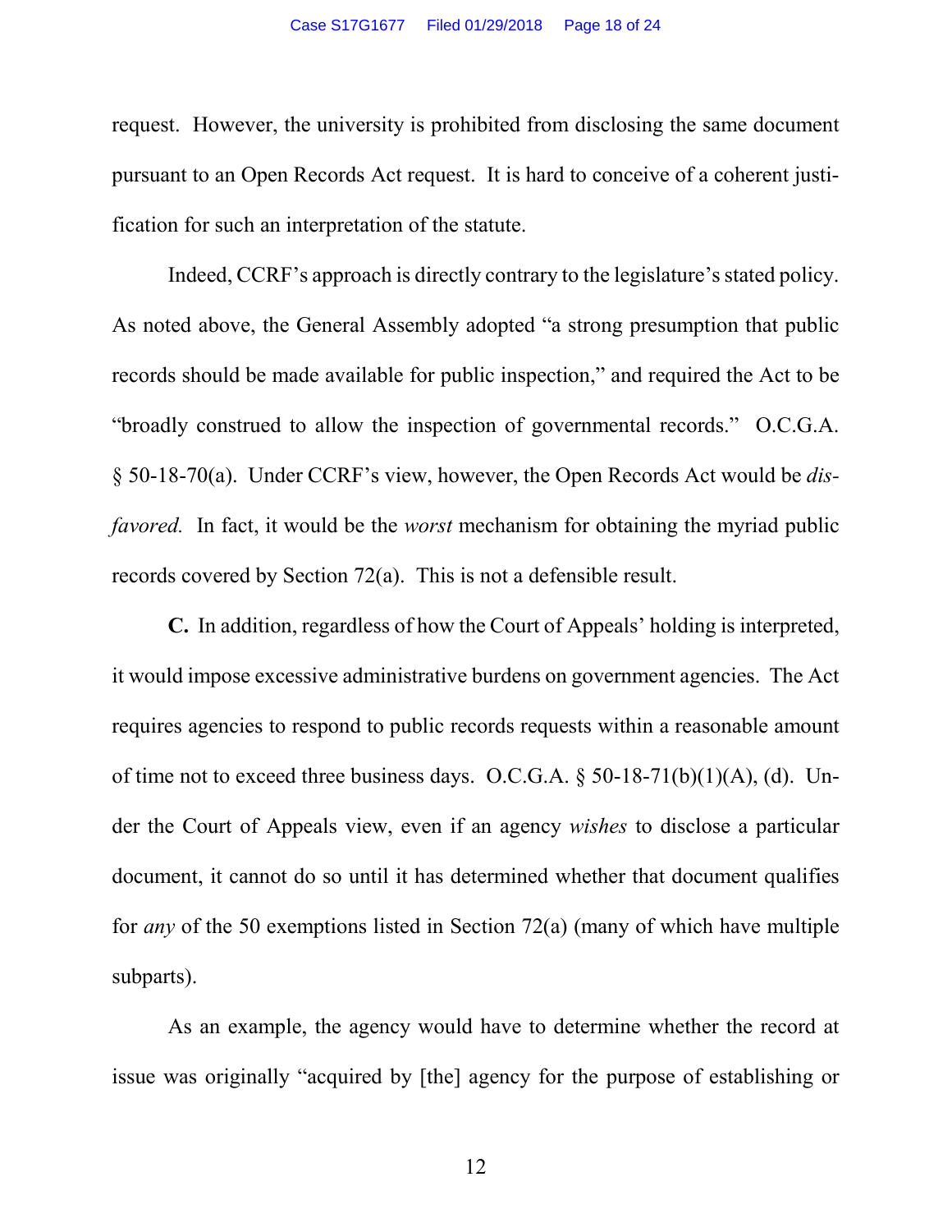request. However, the university is prohibited from disclosing the same document pursuant to an Open Records Act request. It is hard to conceive of a coherent justification for such an interpretation of the statute.

Indeed, CCRF's approach is directly contrary to the legislature's stated policy. As noted above, the General Assembly adopted "a strong presumption that public records should be made available for public inspection," and required the Act to be "broadly construed to allow the inspection of governmental records." O.C.G.A. § 50-18-70(a). Under CCRF's view, however, the Open Records Act would be *disfavored.* In fact, it would be the *worst* mechanism for obtaining the myriad public records covered by Section 72(a). This is not a defensible result.

**C.** In addition, regardless of how the Court of Appeals' holding is interpreted, it would impose excessive administrative burdens on government agencies. The Act requires agencies to respond to public records requests within a reasonable amount of time not to exceed three business days. O.C.G.A. § 50-18-71(b)(1)(A), (d). Under the Court of Appeals view, even if an agency *wishes* to disclose a particular document, it cannot do so until it has determined whether that document qualifies for *any* of the 50 exemptions listed in Section 72(a) (many of which have multiple subparts).

As an example, the agency would have to determine whether the record at issue was originally "acquired by [the] agency for the purpose of establishing or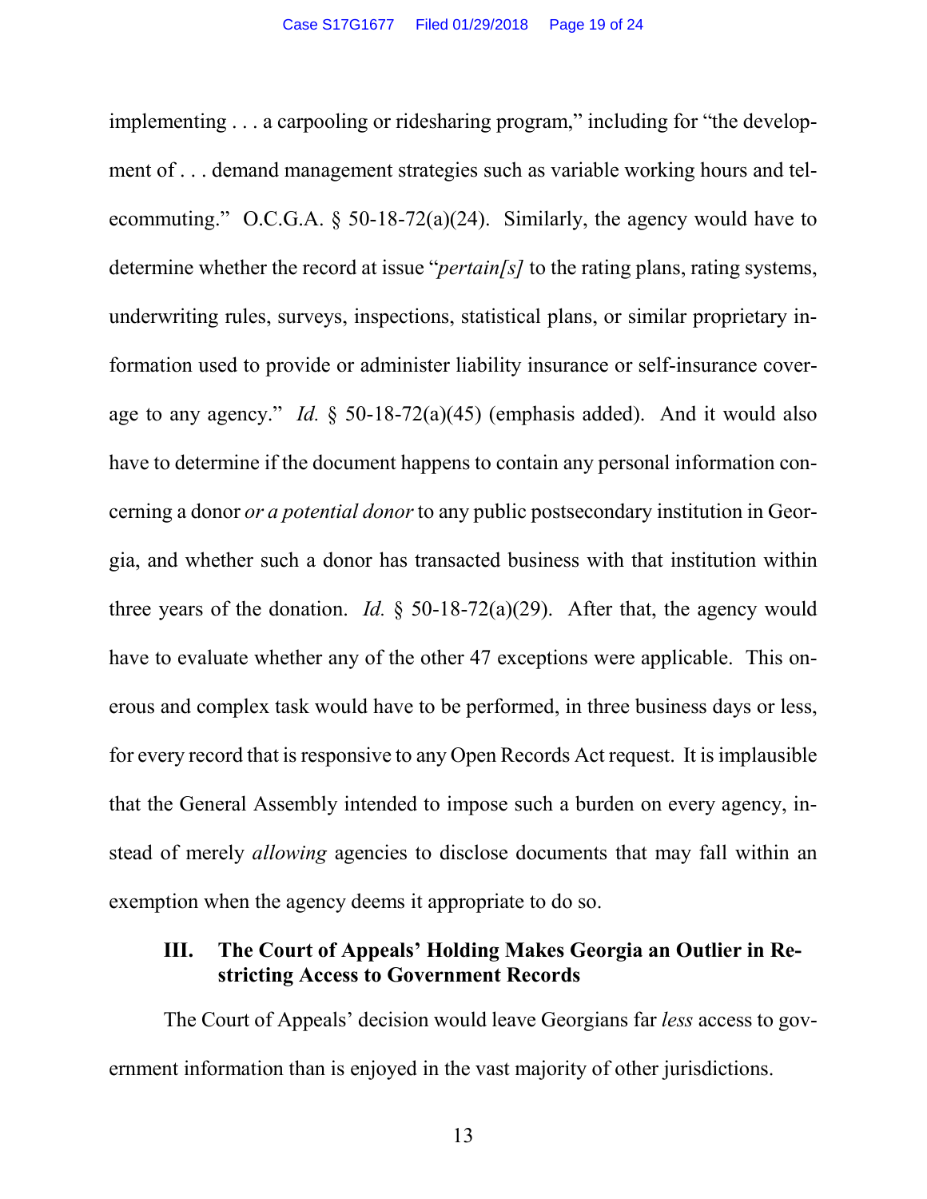implementing . . . a carpooling or ridesharing program," including for "the development of . . . demand management strategies such as variable working hours and telecommuting." O.C.G.A. § 50-18-72(a)(24). Similarly, the agency would have to determine whether the record at issue "*pertain[s]* to the rating plans, rating systems, underwriting rules, surveys, inspections, statistical plans, or similar proprietary information used to provide or administer liability insurance or self-insurance coverage to any agency." *Id.* § 50-18-72(a)(45) (emphasis added). And it would also have to determine if the document happens to contain any personal information concerning a donor *or a potential donor* to any public postsecondary institution in Georgia, and whether such a donor has transacted business with that institution within three years of the donation. *Id.* § 50-18-72(a)(29). After that, the agency would have to evaluate whether any of the other 47 exceptions were applicable. This onerous and complex task would have to be performed, in three business days or less, for every record that is responsive to any Open Records Act request. It is implausible that the General Assembly intended to impose such a burden on every agency, instead of merely *allowing* agencies to disclose documents that may fall within an exemption when the agency deems it appropriate to do so.

## III. The Court of Appeals' Holding Makes Georgia an Outlier in Restricting Access to Government Records

The Court of Appeals' decision would leave Georgians far *less* access to government information than is enjoyed in the vast majority of other jurisdictions.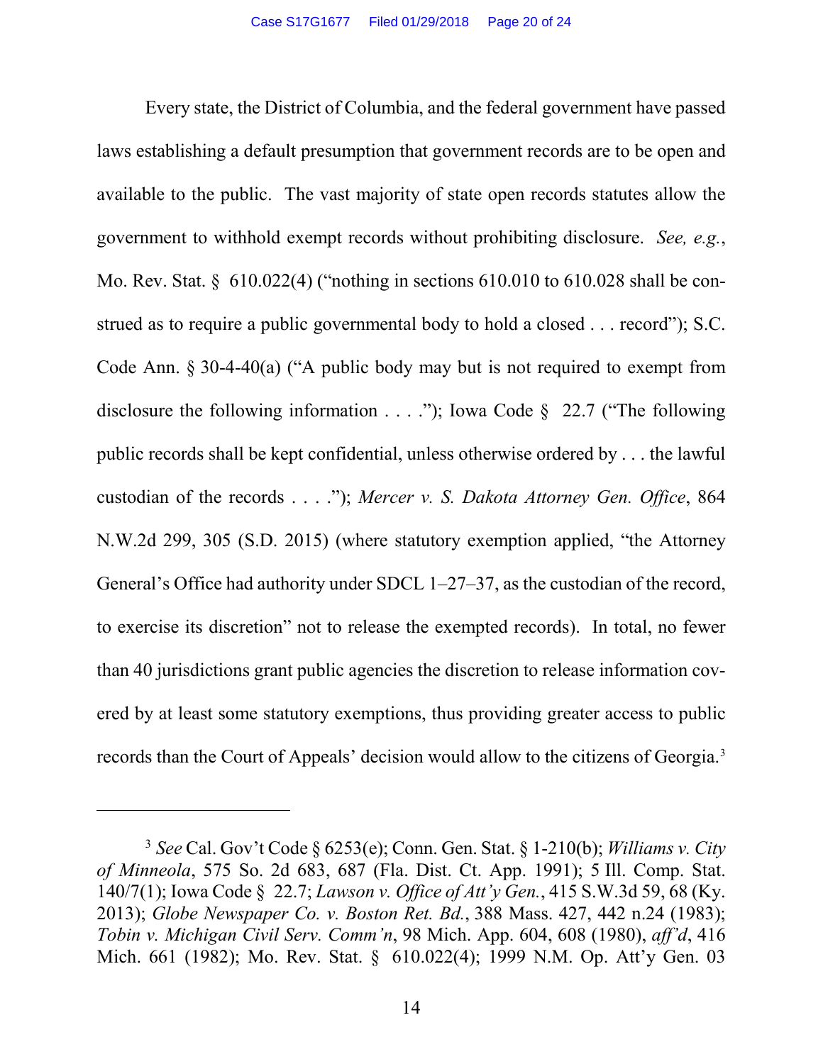Every state, the District of Columbia, and the federal government have passed laws establishing a default presumption that government records are to be open and available to the public. The vast majority of state open records statutes allow the government to withhold exempt records without prohibiting disclosure. *See, e.g.*, Mo. Rev. Stat. § 610.022(4) ("nothing in sections 610.010 to 610.028 shall be construed as to require a public governmental body to hold a closed . . . record"); S.C. Code Ann. § 30-4-40(a) ("A public body may but is not required to exempt from disclosure the following information . . . ."); Iowa Code § 22.7 ("The following public records shall be kept confidential, unless otherwise ordered by . . . the lawful custodian of the records . . . ."); *Mercer v. S. Dakota Attorney Gen. Office*, 864 N.W.2d 299, 305 (S.D. 2015) (where statutory exemption applied, "the Attorney General's Office had authority under SDCL 1–27–37, as the custodian of the record, to exercise its discretion" not to release the exempted records). In total, no fewer than 40 jurisdictions grant public agencies the discretion to release information covered by at least some statutory exemptions, thus providing greater access to public records than the Court of Appeals' decision would allow to the citizens of Georgia.[3]

---

[3] *See* Cal. Gov't Code § 6253(e); Conn. Gen. Stat. § 1-210(b); *Williams v. City of Minneola*, 575 So. 2d 683, 687 (Fla. Dist. Ct. App. 1991); 5 Ill. Comp. Stat. 140/7(1); Iowa Code § 22.7; *Lawson v. Office of Att'y Gen.*, 415 S.W.3d 59, 68 (Ky. 2013); *Globe Newspaper Co. v. Boston Ret. Bd.*, 388 Mass. 427, 442 n.24 (1983); *Tobin v. Michigan Civil Serv. Comm'n*, 98 Mich. App. 604, 608 (1980), *aff'd*, 416 Mich. 661 (1982); Mo. Rev. Stat. § 610.022(4); 1999 N.M. Op. Att'y Gen. 03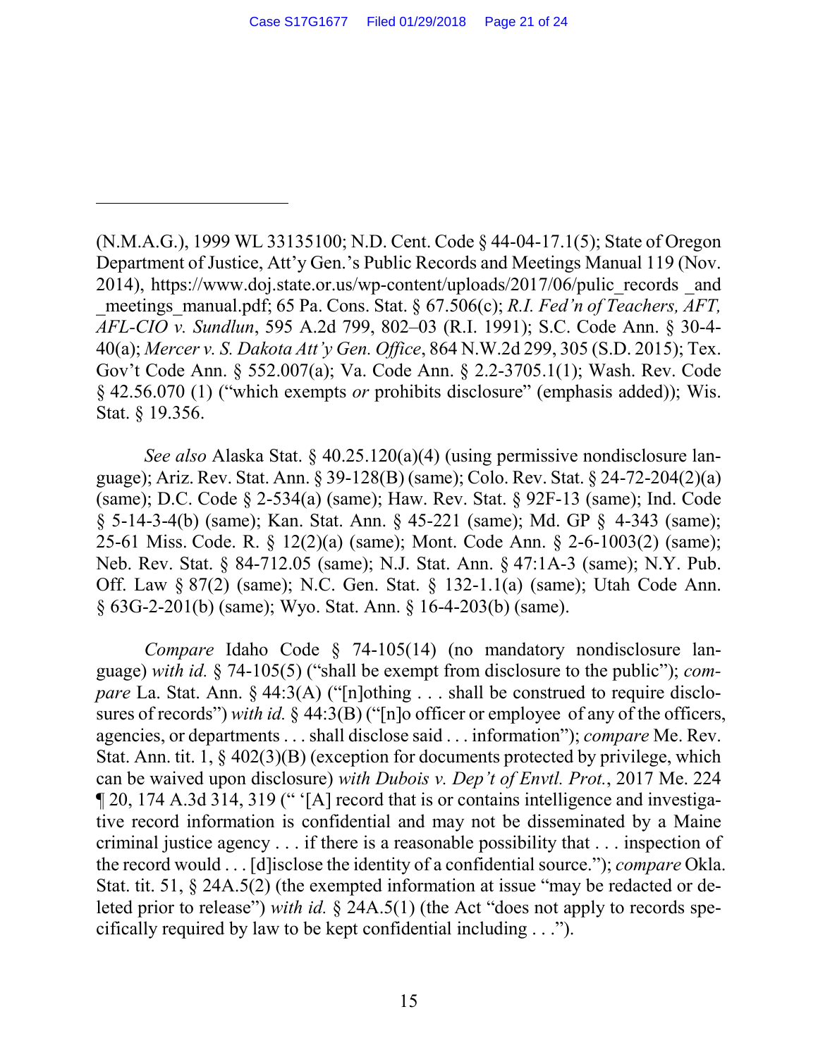(N.M.A.G.), 1999 WL 33135100; N.D. Cent. Code § 44-04-17.1(5); State of Oregon Department of Justice, Att'y Gen.'s Public Records and Meetings Manual 119 (Nov. 2014), https://www.doj.state.or.us/wp-content/uploads/2017/06/pulic_records _and _meetings_manual.pdf; 65 Pa. Cons. Stat. § 67.506(c); *R.I. Fed'n of Teachers, AFT, AFL-CIO v. Sundlun*, 595 A.2d 799, 802–03 (R.I. 1991); S.C. Code Ann. § 30-4-40(a); *Mercer v. S. Dakota Att'y Gen. Office*, 864 N.W.2d 299, 305 (S.D. 2015); Tex. Gov't Code Ann. § 552.007(a); Va. Code Ann. § 2.2-3705.1(1); Wash. Rev. Code § 42.56.070 (1) ("which exempts *or* prohibits disclosure" (emphasis added)); Wis. Stat. § 19.356.

*See also* Alaska Stat. § 40.25.120(a)(4) (using permissive nondisclosure language); Ariz. Rev. Stat. Ann. § 39-128(B) (same); Colo. Rev. Stat. § 24-72-204(2)(a) (same); D.C. Code § 2-534(a) (same); Haw. Rev. Stat. § 92F-13 (same); Ind. Code § 5-14-3-4(b) (same); Kan. Stat. Ann. § 45-221 (same); Md. GP § 4-343 (same); 25-61 Miss. Code. R. § 12(2)(a) (same); Mont. Code Ann. § 2-6-1003(2) (same); Neb. Rev. Stat. § 84-712.05 (same); N.J. Stat. Ann. § 47:1A-3 (same); N.Y. Pub. Off. Law § 87(2) (same); N.C. Gen. Stat. § 132-1.1(a) (same); Utah Code Ann. § 63G-2-201(b) (same); Wyo. Stat. Ann. § 16-4-203(b) (same).

*Compare* Idaho Code § 74-105(14) (no mandatory nondisclosure language) *with id.* § 74-105(5) ("shall be exempt from disclosure to the public"); *compare* La. Stat. Ann. § 44:3(A) ("[n]othing . . . shall be construed to require disclosures of records") *with id.* § 44:3(B) ("[n]o officer or employee of any of the officers, agencies, or departments . . . shall disclose said . . . information"); *compare* Me. Rev. Stat. Ann. tit. 1, § 402(3)(B) (exception for documents protected by privilege, which can be waived upon disclosure) *with Dubois v. Dep't of Envtl. Prot.*, 2017 Me. 224 ¶ 20, 174 A.3d 314, 319 (" '[A] record that is or contains intelligence and investigative record information is confidential and may not be disseminated by a Maine criminal justice agency . . . if there is a reasonable possibility that . . . inspection of the record would . . . [d]isclose the identity of a confidential source."); *compare* Okla. Stat. tit. 51, § 24A.5(2) (the exempted information at issue "may be redacted or deleted prior to release") *with id.* § 24A.5(1) (the Act "does not apply to records specifically required by law to be kept confidential including . . .").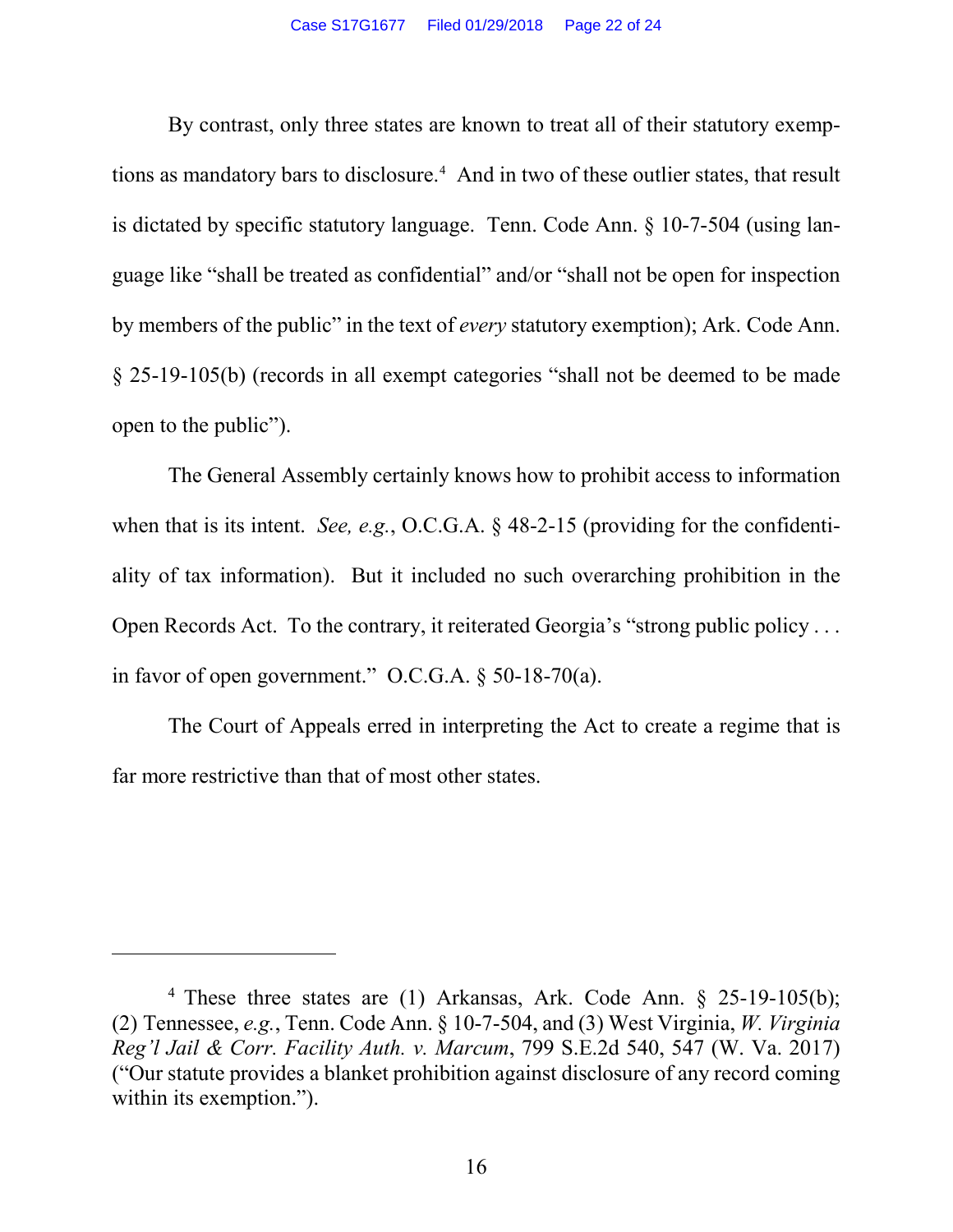By contrast, only three states are known to treat all of their statutory exemptions as mandatory bars to disclosure.[4] And in two of these outlier states, that result is dictated by specific statutory language. Tenn. Code Ann. § 10-7-504 (using language like "shall be treated as confidential" and/or "shall not be open for inspection by members of the public" in the text of *every* statutory exemption); Ark. Code Ann. § 25-19-105(b) (records in all exempt categories "shall not be deemed to be made open to the public").

The General Assembly certainly knows how to prohibit access to information when that is its intent. *See, e.g.*, O.C.G.A. § 48-2-15 (providing for the confidentiality of tax information). But it included no such overarching prohibition in the Open Records Act. To the contrary, it reiterated Georgia's "strong public policy . . . in favor of open government." O.C.G.A. § 50-18-70(a).

The Court of Appeals erred in interpreting the Act to create a regime that is far more restrictive than that of most other states.

---

[4] These three states are (1) Arkansas, Ark. Code Ann. § 25-19-105(b); (2) Tennessee, *e.g.*, Tenn. Code Ann. § 10-7-504, and (3) West Virginia, *W. Virginia Reg'l Jail & Corr. Facility Auth. v. Marcum*, 799 S.E.2d 540, 547 (W. Va. 2017) ("Our statute provides a blanket prohibition against disclosure of any record coming within its exemption.").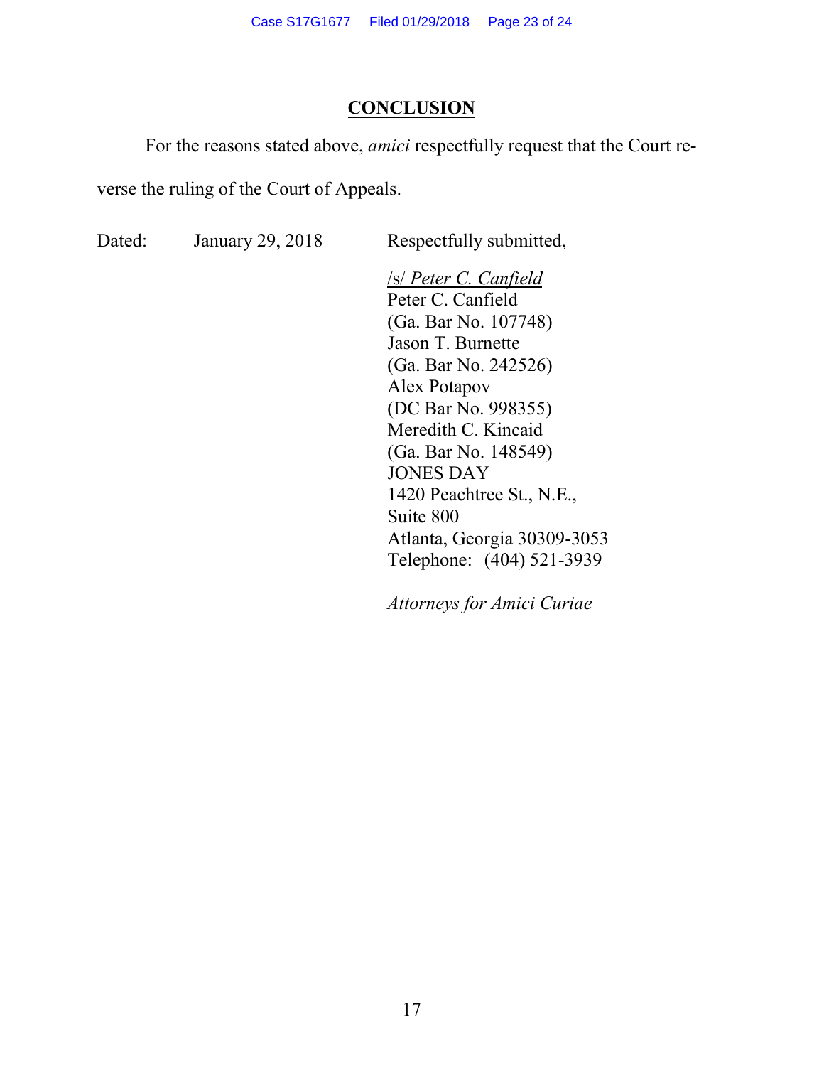## CONCLUSION

For the reasons stated above, *amici* respectfully request that the Court reverse the ruling of the Court of Appeals.

Dated: January 29, 2018

Respectfully submitted,

/s/ *Peter C. Canfield*
Peter C. Canfield
(Ga. Bar No. 107748)
Jason T. Burnette
(Ga. Bar No. 242526)
Alex Potapov
(DC Bar No. 998355)
Meredith C. Kincaid
(Ga. Bar No. 148549)
JONES DAY
1420 Peachtree St., N.E.,
Suite 800
Atlanta, Georgia 30309-3053
Telephone: (404) 521-3939

*Attorneys for Amici Curiae*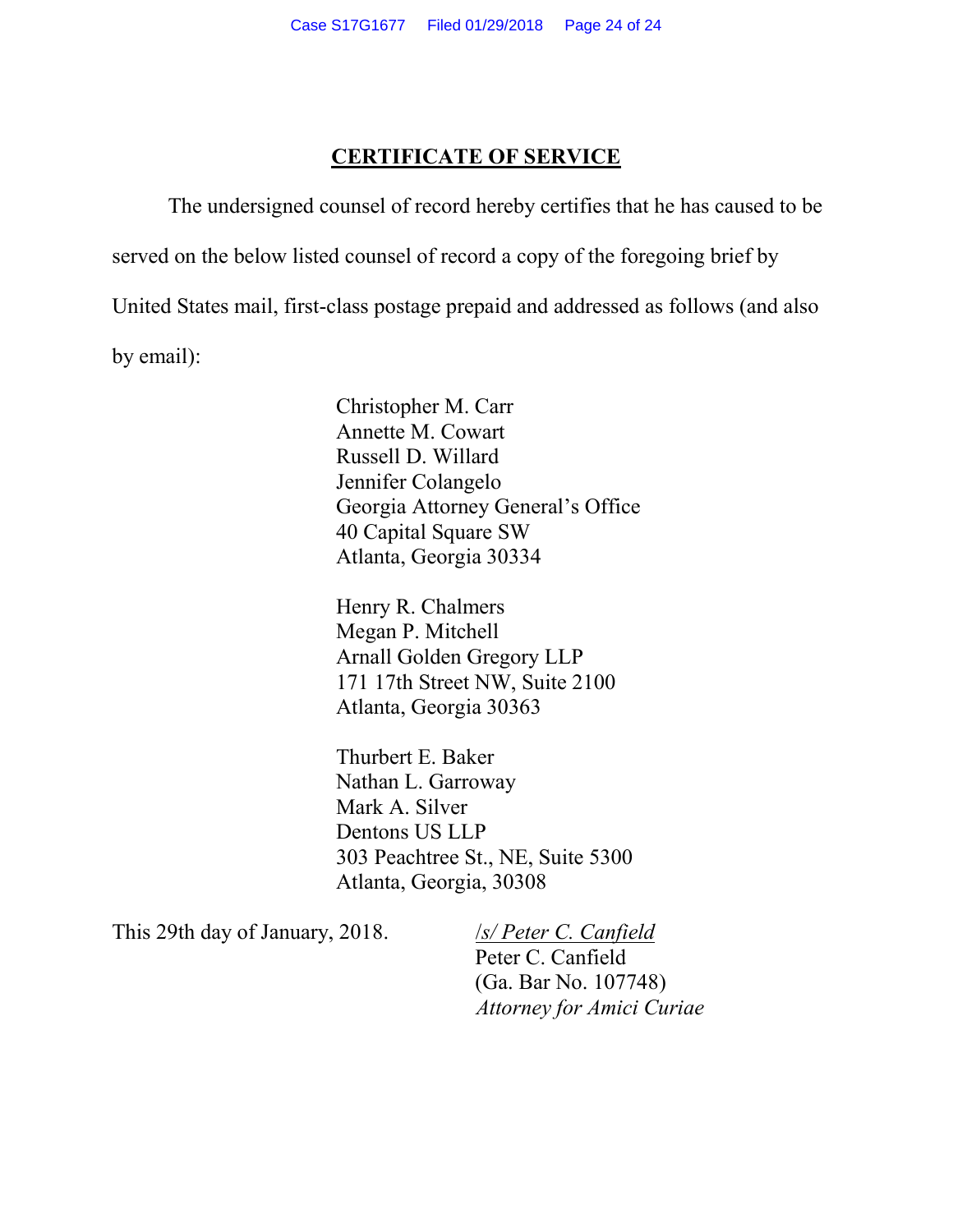## CERTIFICATE OF SERVICE

The undersigned counsel of record hereby certifies that he has caused to be served on the below listed counsel of record a copy of the foregoing brief by United States mail, first-class postage prepaid and addressed as follows (and also by email):

Christopher M. Carr
Annette M. Cowart
Russell D. Willard
Jennifer Colangelo
Georgia Attorney General's Office
40 Capital Square SW
Atlanta, Georgia 30334

Henry R. Chalmers
Megan P. Mitchell
Arnall Golden Gregory LLP
171 17th Street NW, Suite 2100
Atlanta, Georgia 30363

Thurbert E. Baker
Nathan L. Garroway
Mark A. Silver
Dentons US LLP
303 Peachtree St., NE, Suite 5300
Atlanta, Georgia, 30308

This 29th day of January, 2018.

/s/ Peter C. Canfield
Peter C. Canfield
(Ga. Bar No. 107748)
*Attorney for Amici Curiae*